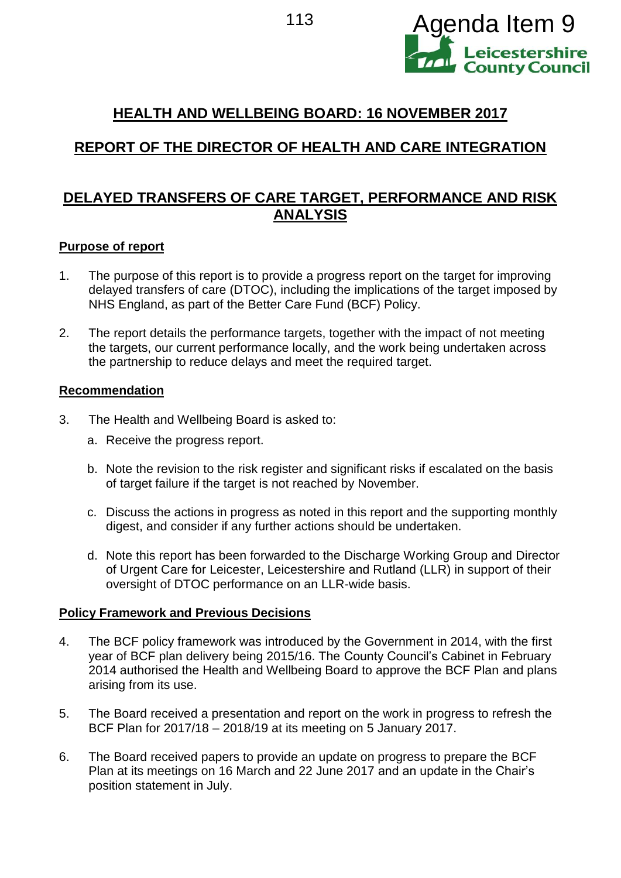Agenda Item 9

# HEALTH AND WELLBEING BOARD: 16 NOVEMBER 2017

# REPORT OF THE DIRECTOR OF HEALTH AND CARE INTEGRATION

# DELAYED TRANSFERS OF CARE TARGET, PERFORMANCE AND RISK ANALYSIS

## Purpose of report

1. The purpose of this report is to provide a progress report on the target for improving delayed transfers of care (DTOC), including the implications of the target imposed by NHS England, as part of the Better Care Fund (BCF) Policy.

2. The report details the performance targets, together with the impact of not meeting the targets, our current performance locally, and the work being undertaken across the partnership to reduce delays and meet the required target.

## Recommendation

3. The Health and Wellbeing Board is asked to:

   a. Receive the progress report.

   b. Note the revision to the risk register and significant risks if escalated on the basis of target failure if the target is not reached by November.

   c. Discuss the actions in progress as noted in this report and the supporting monthly digest, and consider if any further actions should be undertaken.

   d. Note this report has been forwarded to the Discharge Working Group and Director of Urgent Care for Leicester, Leicestershire and Rutland (LLR) in support of their oversight of DTOC performance on an LLR-wide basis.

## Policy Framework and Previous Decisions

4. The BCF policy framework was introduced by the Government in 2014, with the first year of BCF plan delivery being 2015/16. The County Council's Cabinet in February 2014 authorised the Health and Wellbeing Board to approve the BCF Plan and plans arising from its use.

5. The Board received a presentation and report on the work in progress to refresh the BCF Plan for 2017/18 – 2018/19 at its meeting on 5 January 2017.

6. The Board received papers to provide an update on progress to prepare the BCF Plan at its meetings on 16 March and 22 June 2017 and an update in the Chair's position statement in July.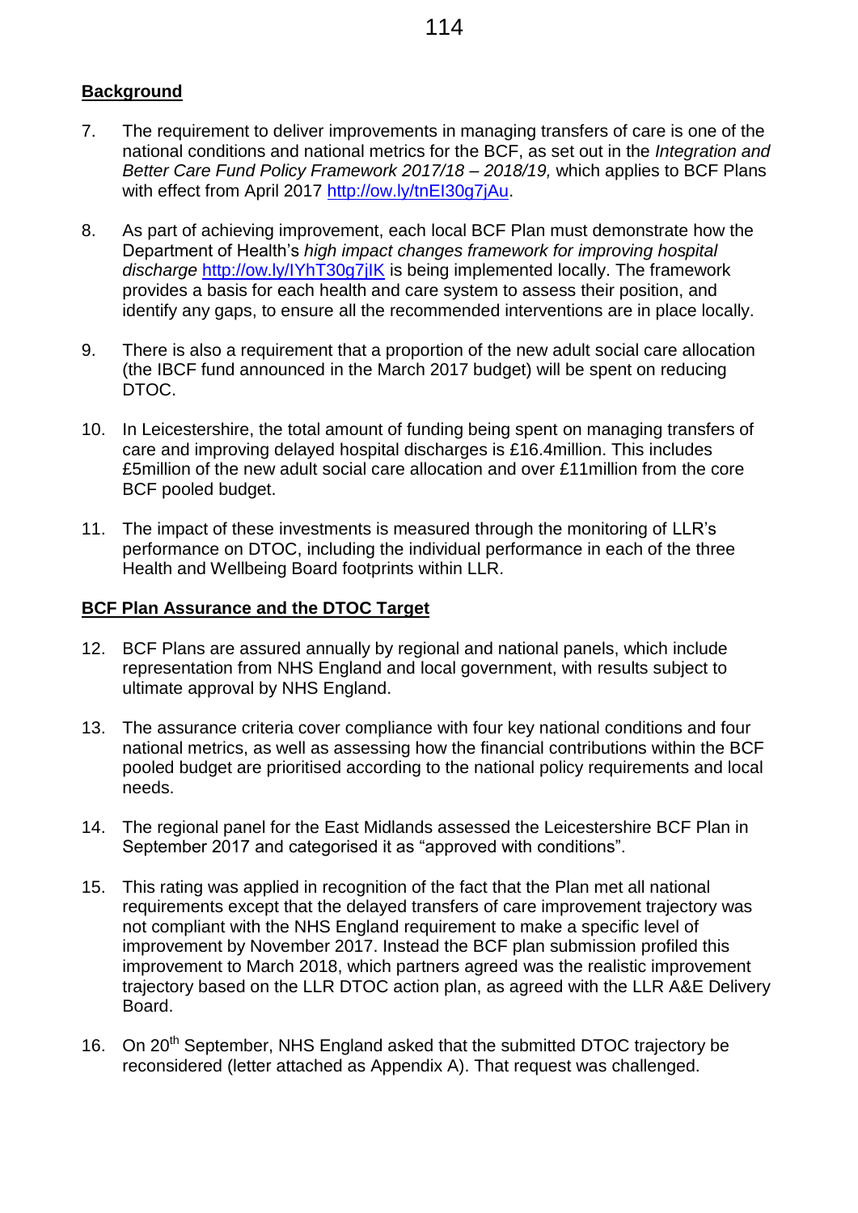## Background

7. The requirement to deliver improvements in managing transfers of care is one of the national conditions and national metrics for the BCF, as set out in the *Integration and Better Care Fund Policy Framework 2017/18 – 2018/19,* which applies to BCF Plans with effect from April 2017 http://ow.ly/tnEI30g7jAu.

8. As part of achieving improvement, each local BCF Plan must demonstrate how the Department of Health's *high impact changes framework for improving hospital discharge* http://ow.ly/IYhT30g7jIK is being implemented locally. The framework provides a basis for each health and care system to assess their position, and identify any gaps, to ensure all the recommended interventions are in place locally.

9. There is also a requirement that a proportion of the new adult social care allocation (the IBCF fund announced in the March 2017 budget) will be spent on reducing DTOC.

10. In Leicestershire, the total amount of funding being spent on managing transfers of care and improving delayed hospital discharges is £16.4million. This includes £5million of the new adult social care allocation and over £11million from the core BCF pooled budget.

11. The impact of these investments is measured through the monitoring of LLR's performance on DTOC, including the individual performance in each of the three Health and Wellbeing Board footprints within LLR.

## BCF Plan Assurance and the DTOC Target

12. BCF Plans are assured annually by regional and national panels, which include representation from NHS England and local government, with results subject to ultimate approval by NHS England.

13. The assurance criteria cover compliance with four key national conditions and four national metrics, as well as assessing how the financial contributions within the BCF pooled budget are prioritised according to the national policy requirements and local needs.

14. The regional panel for the East Midlands assessed the Leicestershire BCF Plan in September 2017 and categorised it as "approved with conditions".

15. This rating was applied in recognition of the fact that the Plan met all national requirements except that the delayed transfers of care improvement trajectory was not compliant with the NHS England requirement to make a specific level of improvement by November 2017. Instead the BCF plan submission profiled this improvement to March 2018, which partners agreed was the realistic improvement trajectory based on the LLR DTOC action plan, as agreed with the LLR A&E Delivery Board.

16. On 20th September, NHS England asked that the submitted DTOC trajectory be reconsidered (letter attached as Appendix A). That request was challenged.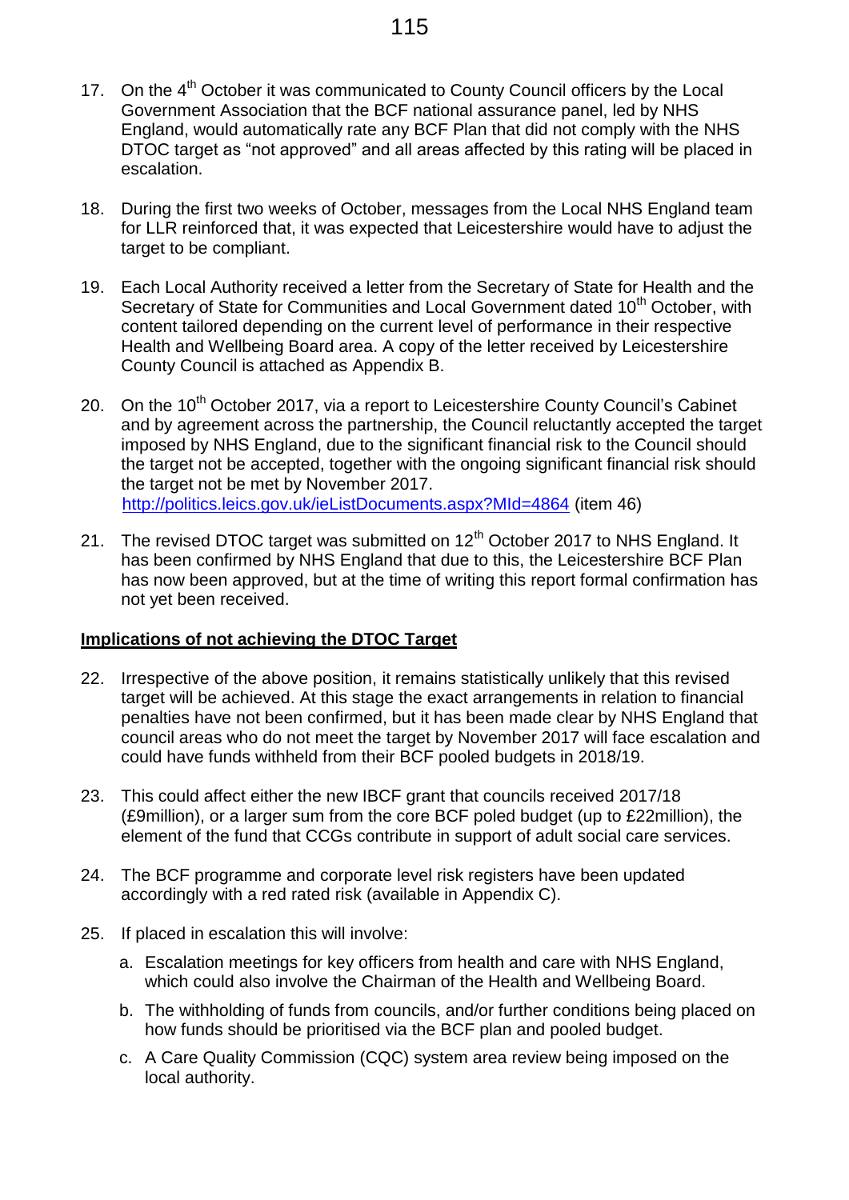17. On the 4th October it was communicated to County Council officers by the Local Government Association that the BCF national assurance panel, led by NHS England, would automatically rate any BCF Plan that did not comply with the NHS DTOC target as "not approved" and all areas affected by this rating will be placed in escalation.

18. During the first two weeks of October, messages from the Local NHS England team for LLR reinforced that, it was expected that Leicestershire would have to adjust the target to be compliant.

19. Each Local Authority received a letter from the Secretary of State for Health and the Secretary of State for Communities and Local Government dated 10th October, with content tailored depending on the current level of performance in their respective Health and Wellbeing Board area. A copy of the letter received by Leicestershire County Council is attached as Appendix B.

20. On the 10th October 2017, via a report to Leicestershire County Council's Cabinet and by agreement across the partnership, the Council reluctantly accepted the target imposed by NHS England, due to the significant financial risk to the Council should the target not be accepted, together with the ongoing significant financial risk should the target not be met by November 2017. http://politics.leics.gov.uk/ieListDocuments.aspx?MId=4864 (item 46)

21. The revised DTOC target was submitted on 12th October 2017 to NHS England. It has been confirmed by NHS England that due to this, the Leicestershire BCF Plan has now been approved, but at the time of writing this report formal confirmation has not yet been received.

**Implications of not achieving the DTOC Target**

22. Irrespective of the above position, it remains statistically unlikely that this revised target will be achieved. At this stage the exact arrangements in relation to financial penalties have not been confirmed, but it has been made clear by NHS England that council areas who do not meet the target by November 2017 will face escalation and could have funds withheld from their BCF pooled budgets in 2018/19.

23. This could affect either the new IBCF grant that councils received 2017/18 (£9million), or a larger sum from the core BCF poled budget (up to £22million), the element of the fund that CCGs contribute in support of adult social care services.

24. The BCF programme and corporate level risk registers have been updated accordingly with a red rated risk (available in Appendix C).

25. If placed in escalation this will involve:

    a. Escalation meetings for key officers from health and care with NHS England, which could also involve the Chairman of the Health and Wellbeing Board.

    b. The withholding of funds from councils, and/or further conditions being placed on how funds should be prioritised via the BCF plan and pooled budget.

    c. A Care Quality Commission (CQC) system area review being imposed on the local authority.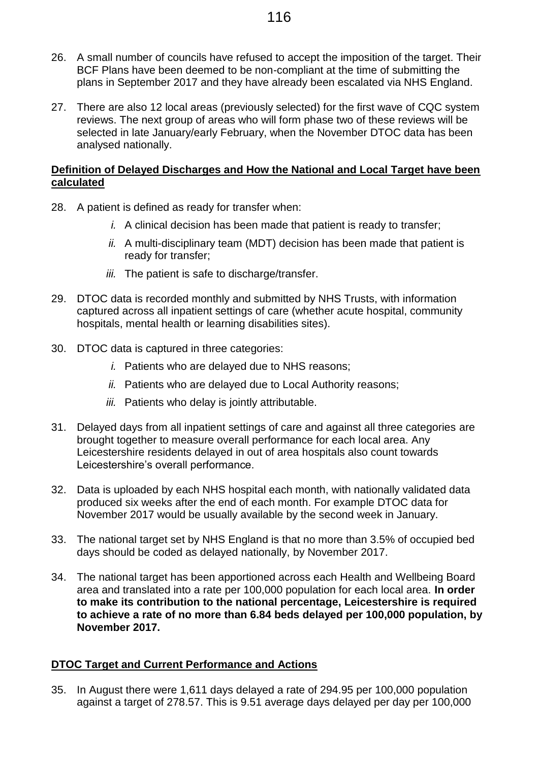26. A small number of councils have refused to accept the imposition of the target. Their BCF Plans have been deemed to be non-compliant at the time of submitting the plans in September 2017 and they have already been escalated via NHS England.

27. There are also 12 local areas (previously selected) for the first wave of CQC system reviews. The next group of areas who will form phase two of these reviews will be selected in late January/early February, when the November DTOC data has been analysed nationally.

**Definition of Delayed Discharges and How the National and Local Target have been calculated**

28. A patient is defined as ready for transfer when:
    - *i.* A clinical decision has been made that patient is ready to transfer;
    - *ii.* A multi-disciplinary team (MDT) decision has been made that patient is ready for transfer;
    - *iii.* The patient is safe to discharge/transfer.

29. DTOC data is recorded monthly and submitted by NHS Trusts, with information captured across all inpatient settings of care (whether acute hospital, community hospitals, mental health or learning disabilities sites).

30. DTOC data is captured in three categories:
    - *i.* Patients who are delayed due to NHS reasons;
    - *ii.* Patients who are delayed due to Local Authority reasons;
    - *iii.* Patients who delay is jointly attributable.

31. Delayed days from all inpatient settings of care and against all three categories are brought together to measure overall performance for each local area. Any Leicestershire residents delayed in out of area hospitals also count towards Leicestershire's overall performance.

32. Data is uploaded by each NHS hospital each month, with nationally validated data produced six weeks after the end of each month. For example DTOC data for November 2017 would be usually available by the second week in January.

33. The national target set by NHS England is that no more than 3.5% of occupied bed days should be coded as delayed nationally, by November 2017.

34. The national target has been apportioned across each Health and Wellbeing Board area and translated into a rate per 100,000 population for each local area. **In order to make its contribution to the national percentage, Leicestershire is required to achieve a rate of no more than 6.84 beds delayed per 100,000 population, by November 2017.**

**DTOC Target and Current Performance and Actions**

35. In August there were 1,611 days delayed a rate of 294.95 per 100,000 population against a target of 278.57. This is 9.51 average days delayed per day per 100,000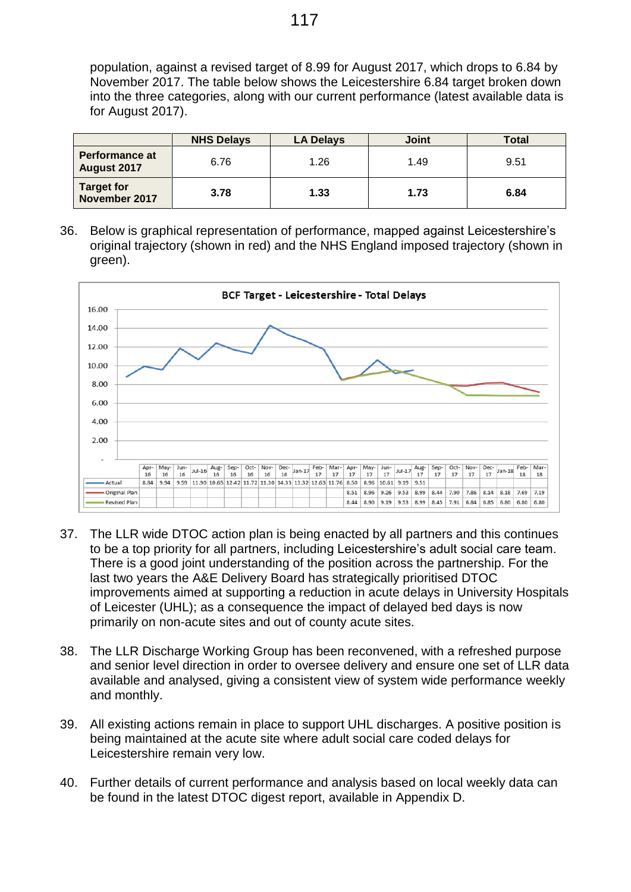population, against a revised target of 8.99 for August 2017, which drops to 6.84 by November 2017. The table below shows the Leicestershire 6.84 target broken down into the three categories, along with our current performance (latest available data is for August 2017).

| | NHS Delays | LA Delays | Joint | Total |
|---|---|---|---|---|
| **Performance at August 2017** | 6.76 | 1.26 | 1.49 | 9.51 |
| **Target for November 2017** | **3.78** | **1.33** | **1.73** | **6.84** |

36. Below is graphical representation of performance, mapped against Leicestershire's original trajectory (shown in red) and the NHS England imposed trajectory (shown in green).

**BCF Target - Leicestershire - Total Delays**

| | Apr-16 | May-16 | Jun-16 | Jul-16 | Aug-16 | Sep-16 | Oct-16 | Nov-16 | Dec-16 | Jan-17 | Feb-17 | Mar-17 | Apr-17 | May-17 | Jun-17 | Jul-17 | Aug-17 | Sep-17 | Oct-17 | Nov-17 | Dec-17 | Jan-18 | Feb-18 | Mar-18 |
|---|---|---|---|---|---|---|---|---|---|---|---|---|---|---|---|---|---|---|---|---|---|---|---|---|
| Actual | 8.84 | 9.94 | 9.59 | 11.90 | 10.65 | 12.42 | 11.72 | 11.30 | 14.33 | 13.32 | 12.63 | 11.76 | 8.50 | 8.96 | 10.61 | 9.19 | 9.51 | | | | | | | |
| Original Plan | | | | | | | | | | | | | 8.51 | 8.96 | 9.26 | 9.53 | 8.99 | 8.44 | 7.90 | 7.86 | 8.14 | 8.18 | 7.69 | 7.19 |
| Revised Plan | | | | | | | | | | | | | 8.44 | 8.90 | 9.19 | 9.53 | 8.99 | 8.45 | 7.91 | 6.84 | 6.85 | 6.80 | 6.80 | 6.80 |

37. The LLR wide DTOC action plan is being enacted by all partners and this continues to be a top priority for all partners, including Leicestershire's adult social care team. There is a good joint understanding of the position across the partnership. For the last two years the A&E Delivery Board has strategically prioritised DTOC improvements aimed at supporting a reduction in acute delays in University Hospitals of Leicester (UHL); as a consequence the impact of delayed bed days is now primarily on non-acute sites and out of county acute sites.

38. The LLR Discharge Working Group has been reconvened, with a refreshed purpose and senior level direction in order to oversee delivery and ensure one set of LLR data available and analysed, giving a consistent view of system wide performance weekly and monthly.

39. All existing actions remain in place to support UHL discharges. A positive position is being maintained at the acute site where adult social care coded delays for Leicestershire remain very low.

40. Further details of current performance and analysis based on local weekly data can be found in the latest DTOC digest report, available in Appendix D.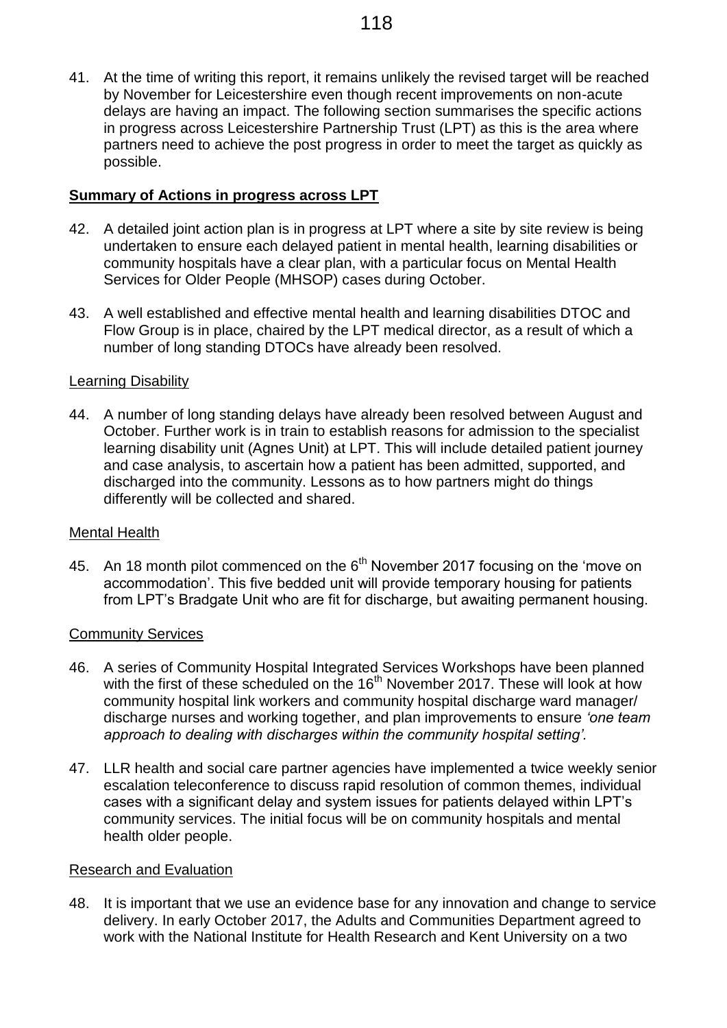41. At the time of writing this report, it remains unlikely the revised target will be reached by November for Leicestershire even though recent improvements on non-acute delays are having an impact. The following section summarises the specific actions in progress across Leicestershire Partnership Trust (LPT) as this is the area where partners need to achieve the post progress in order to meet the target as quickly as possible.

**Summary of Actions in progress across LPT**

42. A detailed joint action plan is in progress at LPT where a site by site review is being undertaken to ensure each delayed patient in mental health, learning disabilities or community hospitals have a clear plan, with a particular focus on Mental Health Services for Older People (MHSOP) cases during October.

43. A well established and effective mental health and learning disabilities DTOC and Flow Group is in place, chaired by the LPT medical director, as a result of which a number of long standing DTOCs have already been resolved.

Learning Disability

44. A number of long standing delays have already been resolved between August and October. Further work is in train to establish reasons for admission to the specialist learning disability unit (Agnes Unit) at LPT. This will include detailed patient journey and case analysis, to ascertain how a patient has been admitted, supported, and discharged into the community. Lessons as to how partners might do things differently will be collected and shared.

Mental Health

45. An 18 month pilot commenced on the 6th November 2017 focusing on the 'move on accommodation'. This five bedded unit will provide temporary housing for patients from LPT's Bradgate Unit who are fit for discharge, but awaiting permanent housing.

Community Services

46. A series of Community Hospital Integrated Services Workshops have been planned with the first of these scheduled on the 16th November 2017. These will look at how community hospital link workers and community hospital discharge ward manager/ discharge nurses and working together, and plan improvements to ensure *'one team approach to dealing with discharges within the community hospital setting'.*

47. LLR health and social care partner agencies have implemented a twice weekly senior escalation teleconference to discuss rapid resolution of common themes, individual cases with a significant delay and system issues for patients delayed within LPT's community services. The initial focus will be on community hospitals and mental health older people.

Research and Evaluation

48. It is important that we use an evidence base for any innovation and change to service delivery. In early October 2017, the Adults and Communities Department agreed to work with the National Institute for Health Research and Kent University on a two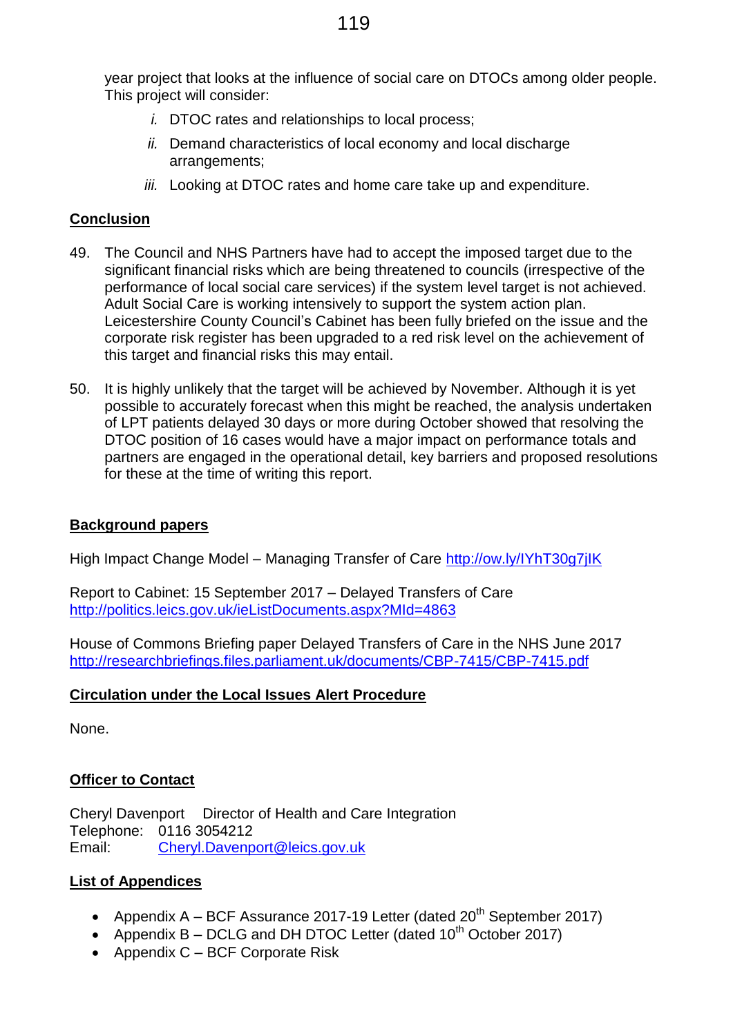year project that looks at the influence of social care on DTOCs among older people. This project will consider:

*i.* DTOC rates and relationships to local process;

*ii.* Demand characteristics of local economy and local discharge arrangements;

*iii.* Looking at DTOC rates and home care take up and expenditure.

## Conclusion

49. The Council and NHS Partners have had to accept the imposed target due to the significant financial risks which are being threatened to councils (irrespective of the performance of local social care services) if the system level target is not achieved. Adult Social Care is working intensively to support the system action plan. Leicestershire County Council's Cabinet has been fully briefed on the issue and the corporate risk register has been upgraded to a red risk level on the achievement of this target and financial risks this may entail.

50. It is highly unlikely that the target will be achieved by November. Although it is yet possible to accurately forecast when this might be reached, the analysis undertaken of LPT patients delayed 30 days or more during October showed that resolving the DTOC position of 16 cases would have a major impact on performance totals and partners are engaged in the operational detail, key barriers and proposed resolutions for these at the time of writing this report.

## Background papers

High Impact Change Model – Managing Transfer of Care http://ow.ly/IYhT30g7jIK

Report to Cabinet: 15 September 2017 – Delayed Transfers of Care
http://politics.leics.gov.uk/ieListDocuments.aspx?MId=4863

House of Commons Briefing paper Delayed Transfers of Care in the NHS June 2017
http://researchbriefings.files.parliament.uk/documents/CBP-7415/CBP-7415.pdf

## Circulation under the Local Issues Alert Procedure

None.

## Officer to Contact

Cheryl Davenport Director of Health and Care Integration
Telephone: 0116 3054212
Email: Cheryl.Davenport@leics.gov.uk

## List of Appendices

- Appendix A – BCF Assurance 2017-19 Letter (dated 20th September 2017)
- Appendix B – DCLG and DH DTOC Letter (dated 10th October 2017)
- Appendix C – BCF Corporate Risk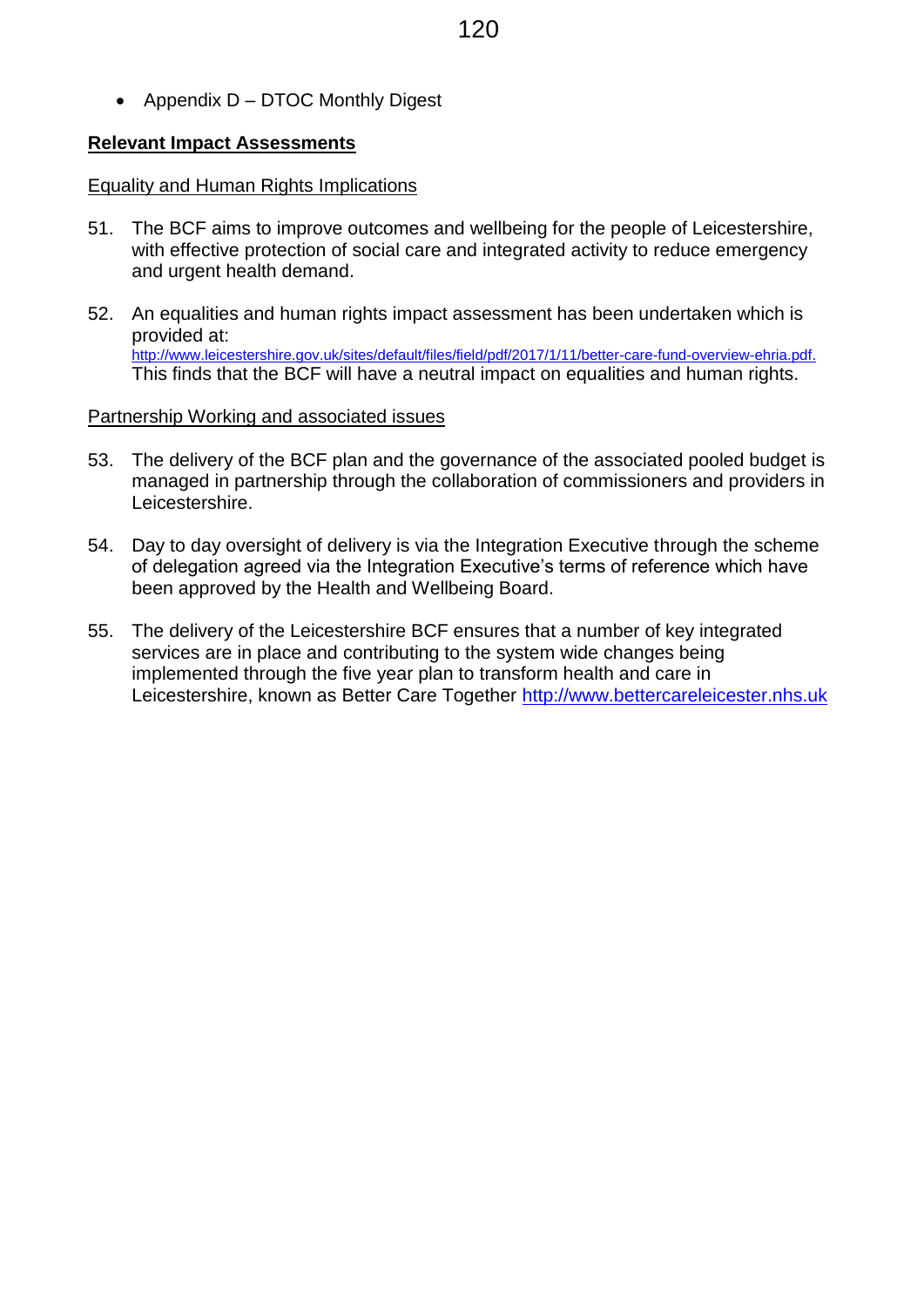- Appendix D – DTOC Monthly Digest

**Relevant Impact Assessments**

Equality and Human Rights Implications

51. The BCF aims to improve outcomes and wellbeing for the people of Leicestershire, with effective protection of social care and integrated activity to reduce emergency and urgent health demand.

52. An equalities and human rights impact assessment has been undertaken which is provided at: http://www.leicestershire.gov.uk/sites/default/files/field/pdf/2017/1/11/better-care-fund-overview-ehria.pdf. This finds that the BCF will have a neutral impact on equalities and human rights.

Partnership Working and associated issues

53. The delivery of the BCF plan and the governance of the associated pooled budget is managed in partnership through the collaboration of commissioners and providers in Leicestershire.

54. Day to day oversight of delivery is via the Integration Executive through the scheme of delegation agreed via the Integration Executive's terms of reference which have been approved by the Health and Wellbeing Board.

55. The delivery of the Leicestershire BCF ensures that a number of key integrated services are in place and contributing to the system wide changes being implemented through the five year plan to transform health and care in Leicestershire, known as Better Care Together http://www.bettercareleicester.nhs.uk